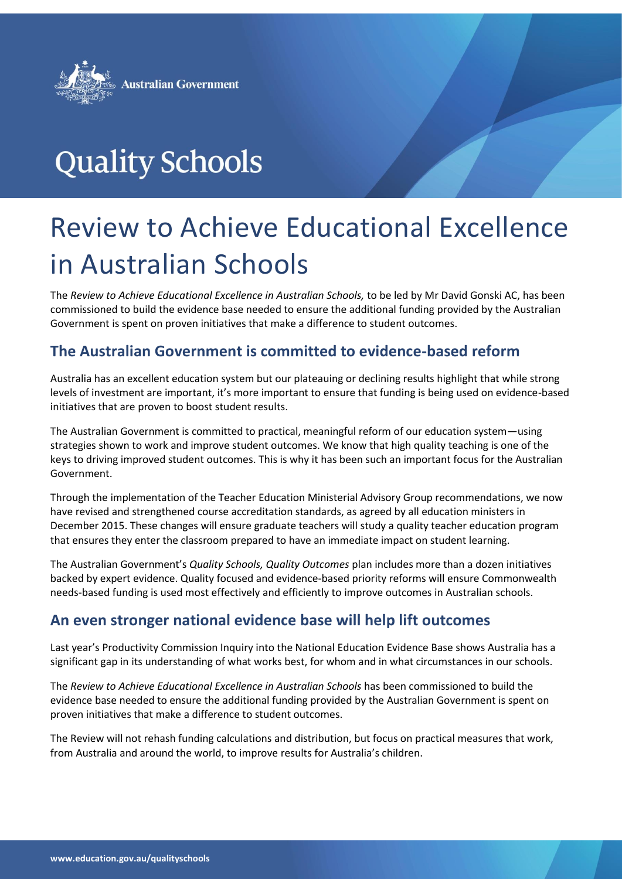Australian Government

# Quality Schools

# Review to Achieve Educational Excellence in Australian Schools

The *Review to Achieve Educational Excellence in Australian Schools,* to be led by Mr David Gonski AC, has been commissioned to build the evidence base needed to ensure the additional funding provided by the Australian Government is spent on proven initiatives that make a difference to student outcomes.

## The Australian Government is committed to evidence-based reform

Australia has an excellent education system but our plateauing or declining results highlight that while strong levels of investment are important, it's more important to ensure that funding is being used on evidence-based initiatives that are proven to boost student results.

The Australian Government is committed to practical, meaningful reform of our education system—using strategies shown to work and improve student outcomes. We know that high quality teaching is one of the keys to driving improved student outcomes. This is why it has been such an important focus for the Australian Government.

Through the implementation of the Teacher Education Ministerial Advisory Group recommendations, we now have revised and strengthened course accreditation standards, as agreed by all education ministers in December 2015. These changes will ensure graduate teachers will study a quality teacher education program that ensures they enter the classroom prepared to have an immediate impact on student learning.

The Australian Government's *Quality Schools, Quality Outcomes* plan includes more than a dozen initiatives backed by expert evidence. Quality focused and evidence-based priority reforms will ensure Commonwealth needs-based funding is used most effectively and efficiently to improve outcomes in Australian schools.

## An even stronger national evidence base will help lift outcomes

Last year's Productivity Commission Inquiry into the National Education Evidence Base shows Australia has a significant gap in its understanding of what works best, for whom and in what circumstances in our schools.

The *Review to Achieve Educational Excellence in Australian Schools* has been commissioned to build the evidence base needed to ensure the additional funding provided by the Australian Government is spent on proven initiatives that make a difference to student outcomes.

The Review will not rehash funding calculations and distribution, but focus on practical measures that work, from Australia and around the world, to improve results for Australia's children.

**www.education.gov.au/qualityschools**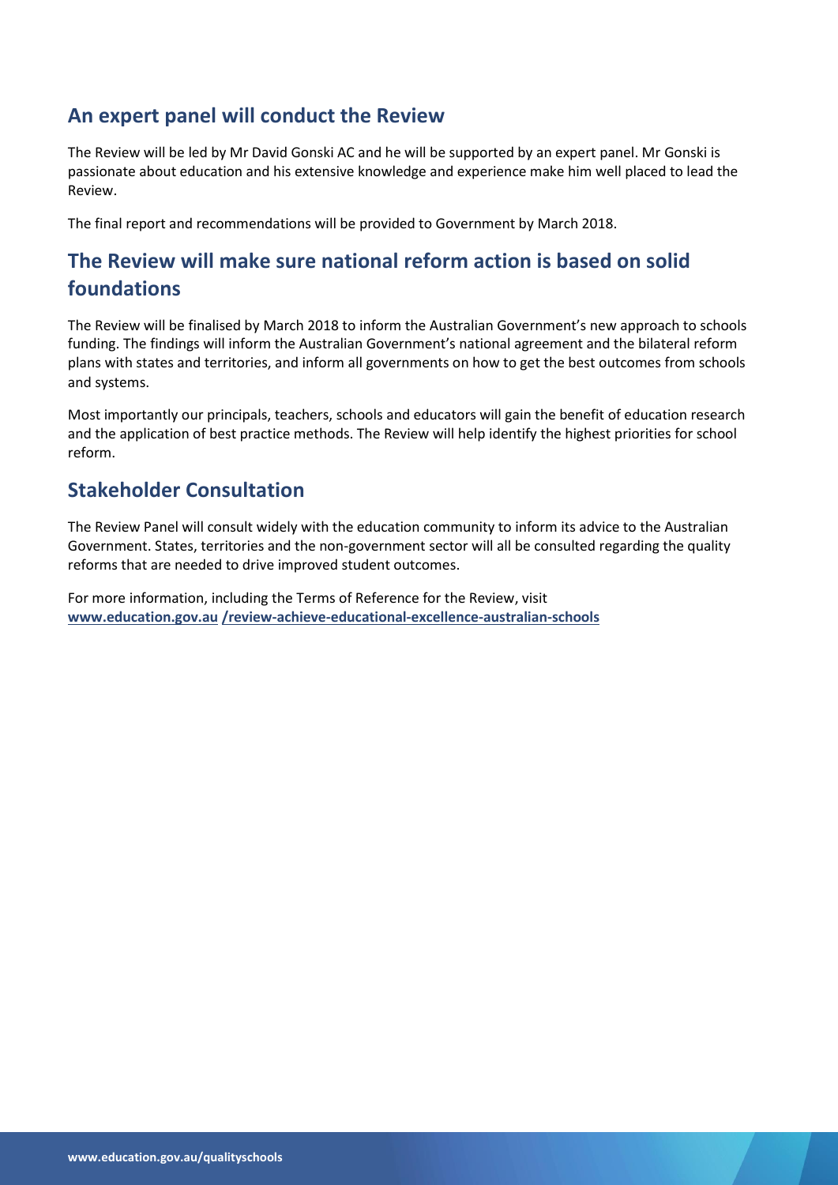## An expert panel will conduct the Review

The Review will be led by Mr David Gonski AC and he will be supported by an expert panel. Mr Gonski is passionate about education and his extensive knowledge and experience make him well placed to lead the Review.

The final report and recommendations will be provided to Government by March 2018.

## The Review will make sure national reform action is based on solid foundations

The Review will be finalised by March 2018 to inform the Australian Government's new approach to schools funding. The findings will inform the Australian Government's national agreement and the bilateral reform plans with states and territories, and inform all governments on how to get the best outcomes from schools and systems.

Most importantly our principals, teachers, schools and educators will gain the benefit of education research and the application of best practice methods. The Review will help identify the highest priorities for school reform.

## Stakeholder Consultation

The Review Panel will consult widely with the education community to inform its advice to the Australian Government. States, territories and the non-government sector will all be consulted regarding the quality reforms that are needed to drive improved student outcomes.

For more information, including the Terms of Reference for the Review, visit **www.education.gov.au /review-achieve-educational-excellence-australian-schools**